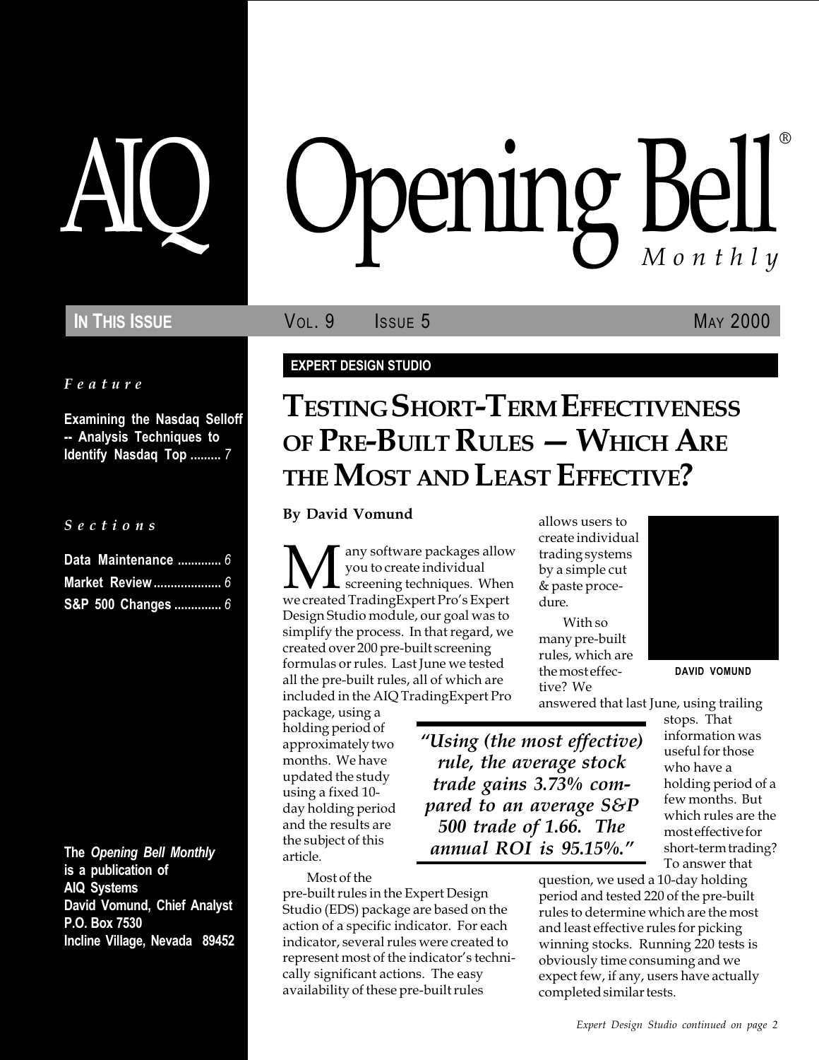# AIQ Opening Bell® Monthly

**IN THIS ISSUE** VOL. 9 ISSUE 5 MAY 2000

*Feature*

**Examining the Nasdaq Selloff -- Analysis Techniques to Identify Nasdaq Top** ......... *7*

*Sections*

**Data Maintenance** ............. *6*
**Market Review** .................... *6*
**S&P 500 Changes** .............. *6*

**The *Opening Bell Monthly* is a publication of AIQ Systems**
**David Vomund, Chief Analyst**
**P.O. Box 7530**
**Incline Village, Nevada 89452**

**EXPERT DESIGN STUDIO**

# TESTING SHORT-TERM EFFECTIVENESS OF PRE-BUILT RULES — WHICH ARE THE MOST AND LEAST EFFECTIVE?

**By David Vomund**

Many software packages allow you to create individual screening techniques. When we created TradingExpert Pro's Expert Design Studio module, our goal was to simplify the process. In that regard, we created over 200 pre-built screening formulas or rules. Last June we tested all the pre-built rules, all of which are included in the AIQ TradingExpert Pro package, using a holding period of approximately two months. We have updated the study using a fixed 10-day holding period and the results are the subject of this article.

Most of the pre-built rules in the Expert Design Studio (EDS) package are based on the action of a specific indicator. For each indicator, several rules were created to represent most of the indicator's technically significant actions. The easy availability of these pre-built rules allows users to create individual trading systems by a simple cut & paste procedure.

DAVID VOMUND

With so many pre-built rules, which are the most effective? We answered that last June, using trailing stops. That information was useful for those who have a holding period of a few months. But which rules are the most effective for short-term trading? To answer that question, we used a 10-day holding period and tested 220 of the pre-built rules to determine which are the most and least effective rules for picking winning stocks. Running 220 tests is obviously time consuming and we expect few, if any, users have actually completed similar tests.

> *"Using (the most effective) rule, the average stock trade gains 3.73% compared to an average S&P 500 trade of 1.66. The annual ROI is 95.15%."*

*Expert Design Studio continued on page 2*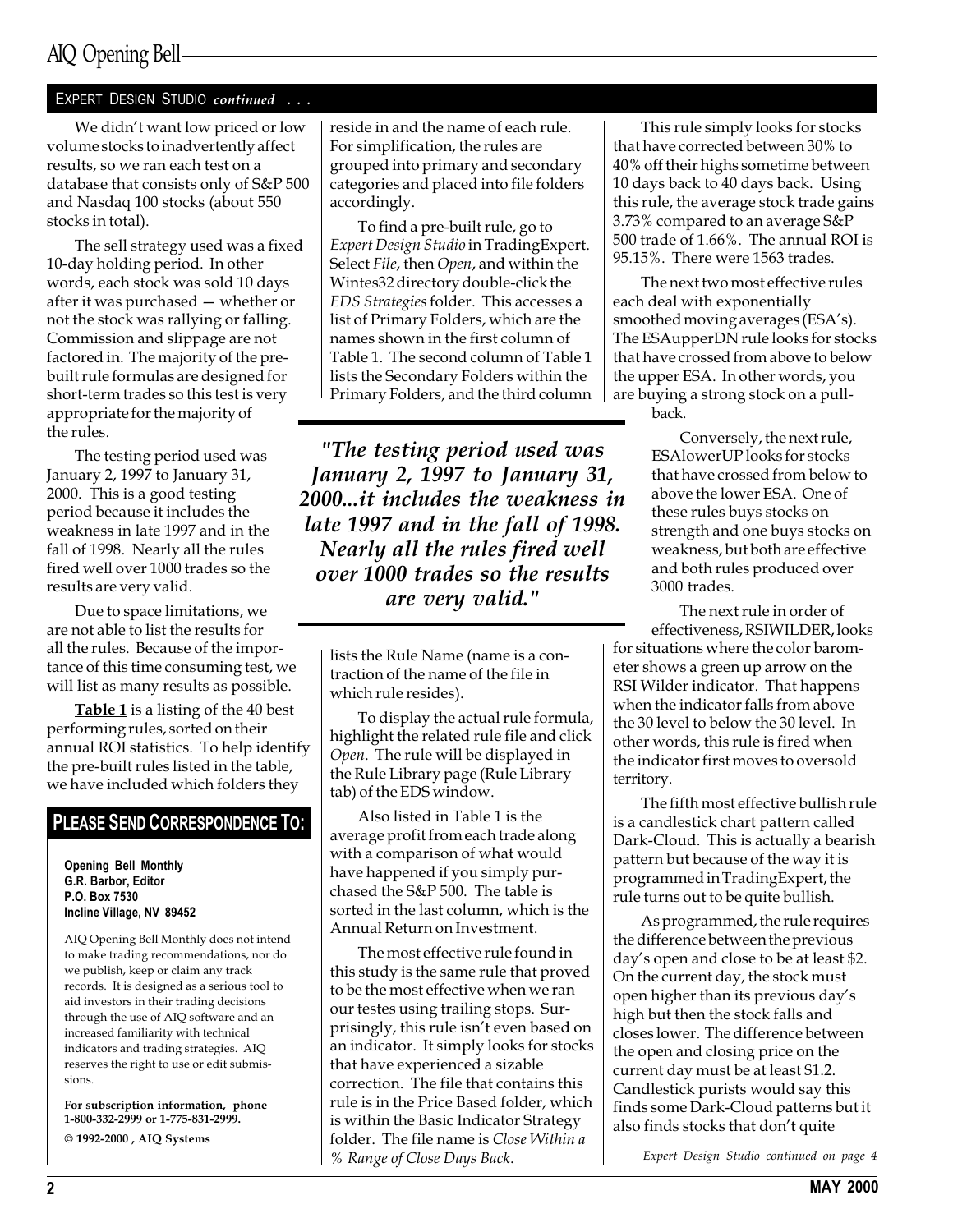EXPERT DESIGN STUDIO *continued* . . .

We didn't want low priced or low volume stocks to inadvertently affect results, so we ran each test on a database that consists only of S&P 500 and Nasdaq 100 stocks (about 550 stocks in total).

The sell strategy used was a fixed 10-day holding period. In other words, each stock was sold 10 days after it was purchased — whether or not the stock was rallying or falling. Commission and slippage are not factored in. The majority of the pre-built rule formulas are designed for short-term trades so this test is very appropriate for the majority of the rules.

The testing period used was January 2, 1997 to January 31, 2000. This is a good testing period because it includes the weakness in late 1997 and in the fall of 1998. Nearly all the rules fired well over 1000 trades so the results are very valid.

Due to space limitations, we are not able to list the results for all the rules. Because of the importance of this time consuming test, we will list as many results as possible.

**Table 1** is a listing of the 40 best performing rules, sorted on their annual ROI statistics. To help identify the pre-built rules listed in the table, we have included which folders they reside in and the name of each rule. For simplification, the rules are grouped into primary and secondary categories and placed into file folders accordingly.

To find a pre-built rule, go to *Expert Design Studio* in TradingExpert. Select *File*, then *Open*, and within the Wintes32 directory double-click the *EDS Strategies* folder. This accesses a list of Primary Folders, which are the names shown in the first column of Table 1. The second column of Table 1 lists the Secondary Folders within the Primary Folders, and the third column lists the Rule Name (name is a contraction of the name of the file in which rule resides).

> ***"The testing period used was January 2, 1997 to January 31, 2000...it includes the weakness in late 1997 and in the fall of 1998. Nearly all the rules fired well over 1000 trades so the results are very valid."***

To display the actual rule formula, highlight the related rule file and click *Open*. The rule will be displayed in the Rule Library page (Rule Library tab) of the EDS window.

Also listed in Table 1 is the average profit from each trade along with a comparison of what would have happened if you simply purchased the S&P 500. The table is sorted in the last column, which is the Annual Return on Investment.

The most effective rule found in this study is the same rule that proved to be the most effective when we ran our testes using trailing stops. Surprisingly, this rule isn't even based on an indicator. It simply looks for stocks that have experienced a sizable correction. The file that contains this rule is in the Price Based folder, which is within the Basic Indicator Strategy folder. The file name is *Close Within a % Range of Close Days Back*.

This rule simply looks for stocks that have corrected between 30% to 40% off their highs sometime between 10 days back to 40 days back. Using this rule, the average stock trade gains 3.73% compared to an average S&P 500 trade of 1.66%. The annual ROI is 95.15%. There were 1563 trades.

The next two most effective rules each deal with exponentially smoothed moving averages (ESA's). The ESAupperDN rule looks for stocks that have crossed from above to below the upper ESA. In other words, you are buying a strong stock on a pullback.

Conversely, the next rule, ESAlowerUP looks for stocks that have crossed from below to above the lower ESA. One of these rules buys stocks on strength and one buys stocks on weakness, but both are effective and both rules produced over 3000 trades.

The next rule in order of effectiveness, RSIWILDER, looks for situations where the color barometer shows a green up arrow on the RSI Wilder indicator. That happens when the indicator falls from above the 30 level to below the 30 level. In other words, this rule is fired when the indicator first moves to oversold territory.

The fifth most effective bullish rule is a candlestick chart pattern called Dark-Cloud. This is actually a bearish pattern but because of the way it is programmed in TradingExpert, the rule turns out to be quite bullish.

As programmed, the rule requires the difference between the previous day's open and close to be at least $2. On the current day, the stock must open higher than its previous day's high but then the stock falls and closes lower. The difference between the open and closing price on the current day must be at least $1.2. Candlestick purists would say this finds some Dark-Cloud patterns but it also finds stocks that don't quite

*Expert Design Studio continued on page 4*

## PLEASE SEND CORRESPONDENCE TO:

**Opening Bell Monthly**
**G.R. Barbor, Editor**
**P.O. Box 7530**
**Incline Village, NV 89452**

AIQ Opening Bell Monthly does not intend to make trading recommendations, nor do we publish, keep or claim any track records. It is designed as a serious tool to aid investors in their trading decisions through the use of AIQ software and an increased familiarity with technical indicators and trading strategies. AIQ reserves the right to use or edit submissions.

**For subscription information, phone 1-800-332-2999 or 1-775-831-2999.**

**© 1992-2000 , AIQ Systems**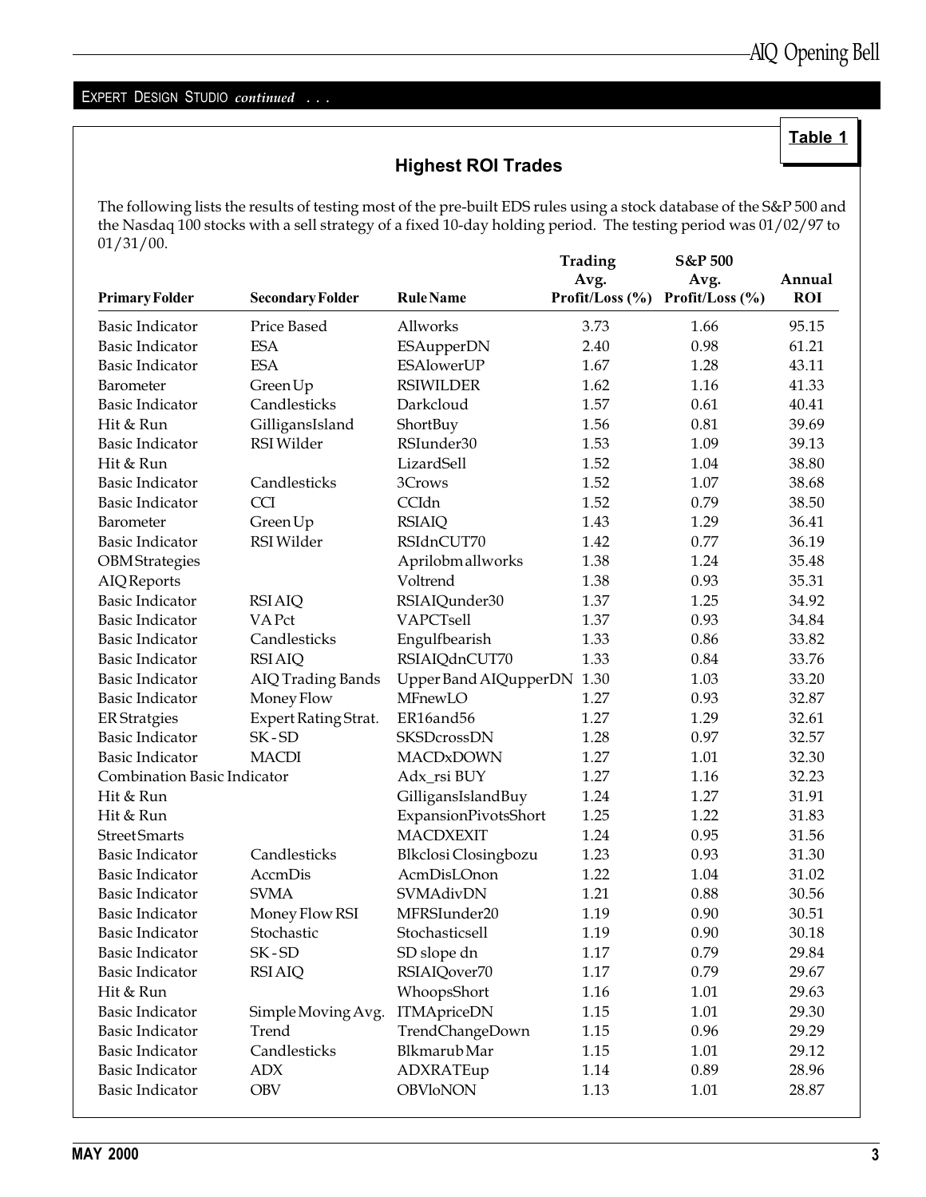EXPERT DESIGN STUDIO *continued* . . .

**Table 1**

### Highest ROI Trades

The following lists the results of testing most of the pre-built EDS rules using a stock database of the S&P 500 and the Nasdaq 100 stocks with a sell strategy of a fixed 10-day holding period. The testing period was 01/02/97 to 01/31/00.

| Primary Folder | Secondary Folder | Rule Name | Trading Avg. Profit/Loss (%) | S&P 500 Avg. Profit/Loss (%) | Annual ROI |
|---|---|---|---|---|---|
| Basic Indicator | Price Based | Allworks | 3.73 | 1.66 | 95.15 |
| Basic Indicator | ESA | ESAupperDN | 2.40 | 0.98 | 61.21 |
| Basic Indicator | ESA | ESAlowerUP | 1.67 | 1.28 | 43.11 |
| Barometer | Green Up | RSIWILDER | 1.62 | 1.16 | 41.33 |
| Basic Indicator | Candlesticks | Darkcloud | 1.57 | 0.61 | 40.41 |
| Hit & Run | GilligansIsland | ShortBuy | 1.56 | 0.81 | 39.69 |
| Basic Indicator | RSI Wilder | RSIunder30 | 1.53 | 1.09 | 39.13 |
| Hit & Run | | LizardSell | 1.52 | 1.04 | 38.80 |
| Basic Indicator | Candlesticks | 3Crows | 1.52 | 1.07 | 38.68 |
| Basic Indicator | CCI | CCIdn | 1.52 | 0.79 | 38.50 |
| Barometer | Green Up | RSIAIQ | 1.43 | 1.29 | 36.41 |
| Basic Indicator | RSI Wilder | RSIdnCUT70 | 1.42 | 0.77 | 36.19 |
| OBM Strategies | | Aprilobmallworks | 1.38 | 1.24 | 35.48 |
| AIQ Reports | | Voltrend | 1.38 | 0.93 | 35.31 |
| Basic Indicator | RSI AIQ | RSIAIQunder30 | 1.37 | 1.25 | 34.92 |
| Basic Indicator | VA Pct | VAPCTsell | 1.37 | 0.93 | 34.84 |
| Basic Indicator | Candlesticks | Engulfbearish | 1.33 | 0.86 | 33.82 |
| Basic Indicator | RSI AIQ | RSIAIQdnCUT70 | 1.33 | 0.84 | 33.76 |
| Basic Indicator | AIQ Trading Bands | Upper Band AIQupperDN | 1.30 | 1.03 | 33.20 |
| Basic Indicator | Money Flow | MFnewLO | 1.27 | 0.93 | 32.87 |
| ER Stratgies | Expert Rating Strat. | ER16and56 | 1.27 | 1.29 | 32.61 |
| Basic Indicator | SK - SD | SKSDcrossDN | 1.28 | 0.97 | 32.57 |
| Basic Indicator | MACDI | MACDxDOWN | 1.27 | 1.01 | 32.30 |
| Combination Basic Indicator | | Adx_rsi BUY | 1.27 | 1.16 | 32.23 |
| Hit & Run | | GilligansIslandBuy | 1.24 | 1.27 | 31.91 |
| Hit & Run | | ExpansionPivotsShort | 1.25 | 1.22 | 31.83 |
| Street Smarts | | MACDXEXIT | 1.24 | 0.95 | 31.56 |
| Basic Indicator | Candlesticks | Blkclosi Closingbozu | 1.23 | 0.93 | 31.30 |
| Basic Indicator | AccmDis | AcmDisLOnon | 1.22 | 1.04 | 31.02 |
| Basic Indicator | SVMA | SVMAdivDN | 1.21 | 0.88 | 30.56 |
| Basic Indicator | Money Flow RSI | MFRSIunder20 | 1.19 | 0.90 | 30.51 |
| Basic Indicator | Stochastic | Stochasticsell | 1.19 | 0.90 | 30.18 |
| Basic Indicator | SK - SD | SD slope dn | 1.17 | 0.79 | 29.84 |
| Basic Indicator | RSI AIQ | RSIAIQover70 | 1.17 | 0.79 | 29.67 |
| Hit & Run | | WhoopsShort | 1.16 | 1.01 | 29.63 |
| Basic Indicator | Simple Moving Avg. | ITMApriceDN | 1.15 | 1.01 | 29.30 |
| Basic Indicator | Trend | TrendChangeDown | 1.15 | 0.96 | 29.29 |
| Basic Indicator | Candlesticks | Blkmarub Mar | 1.15 | 1.01 | 29.12 |
| Basic Indicator | ADX | ADXRATEup | 1.14 | 0.89 | 28.96 |
| Basic Indicator | OBV | OBVloNON | 1.13 | 1.01 | 28.87 |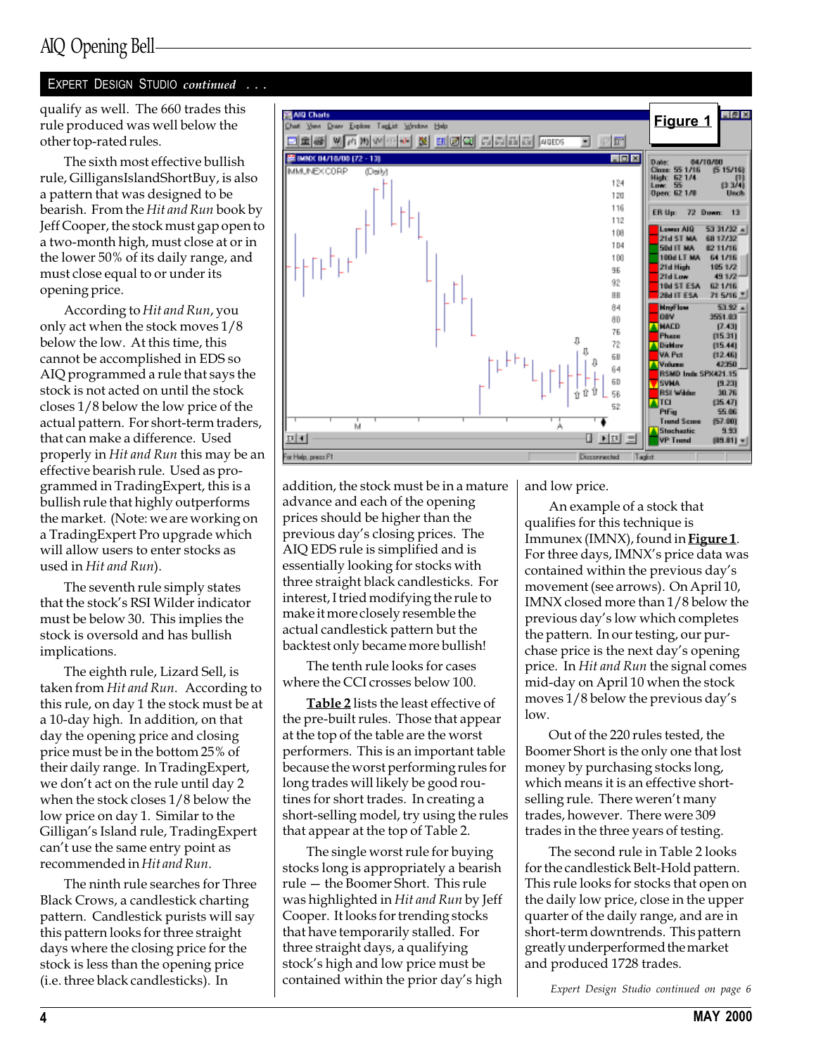## EXPERT DESIGN STUDIO *continued . . .*

qualify as well. The 660 trades this rule produced was well below the other top-rated rules.

The sixth most effective bullish rule, GilligansIslandShortBuy, is also a pattern that was designed to be bearish. From the *Hit and Run* book by Jeff Cooper, the stock must gap open to a two-month high, must close at or in the lower 50% of its daily range, and must close equal to or under its opening price.

According to *Hit and Run*, you only act when the stock moves 1/8 below the low. At this time, this cannot be accomplished in EDS so AIQ programmed a rule that says the stock is not acted on until the stock closes 1/8 below the low price of the actual pattern. For short-term traders, that can make a difference. Used properly in *Hit and Run* this may be an effective bearish rule. Used as programmed in TradingExpert, this is a bullish rule that highly outperforms the market. (Note: we are working on a TradingExpert Pro upgrade which will allow users to enter stocks as used in *Hit and Run*).

The seventh rule simply states that the stock's RSI Wilder indicator must be below 30. This implies the stock is oversold and has bullish implications.

The eighth rule, Lizard Sell, is taken from *Hit and Run*. According to this rule, on day 1 the stock must be at a 10-day high. In addition, on that day the opening price and closing price must be in the bottom 25% of their daily range. In TradingExpert, we don't act on the rule until day 2 when the stock closes 1/8 below the low price on day 1. Similar to the Gilligan's Island rule, TradingExpert can't use the same entry point as recommended in *Hit and Run*.

The ninth rule searches for Three Black Crows, a candlestick charting pattern. Candlestick purists will say this pattern looks for three straight days where the closing price for the stock is less than the opening price (i.e. three black candlesticks). In addition, the stock must be in a mature advance and each of the opening prices should be higher than the previous day's closing prices. The AIQ EDS rule is simplified and is essentially looking for stocks with three straight black candlesticks. For interest, I tried modifying the rule to make it more closely resemble the actual candlestick pattern but the backtest only became more bullish!

The tenth rule looks for cases where the CCI crosses below 100.

**Table 2** lists the least effective of the pre-built rules. Those that appear at the top of the table are the worst performers. This is an important table because the worst performing rules for long trades will likely be good routines for short trades. In creating a short-selling model, try using the rules that appear at the top of Table 2.

The single worst rule for buying stocks long is appropriately a bearish rule — the Boomer Short. This rule was highlighted in *Hit and Run* by Jeff Cooper. It looks for trending stocks that have temporarily stalled. For three straight days, a qualifying stock's high and low price must be contained within the prior day's high and low price.

An example of a stock that qualifies for this technique is Immunex (IMNX), found in **Figure 1**. For three days, IMNX's price data was contained within the previous day's movement (see arrows). On April 10, IMNX closed more than 1/8 below the previous day's low which completes the pattern. In our testing, our purchase price is the next day's opening price. In *Hit and Run* the signal comes mid-day on April 10 when the stock moves 1/8 below the previous day's low.

Out of the 220 rules tested, the Boomer Short is the only one that lost money by purchasing stocks long, which means it is an effective short-selling rule. There weren't many trades, however. There were 309 trades in the three years of testing.

The second rule in Table 2 looks for the candlestick Belt-Hold pattern. This rule looks for stocks that open on the daily low price, close in the upper quarter of the daily range, and are in short-term downtrends. This pattern greatly underperformed the market and produced 1728 trades.

**Figure 1**

AIQ Charts
IMNX 04/10/00 (72 - 13)
IMMUNEX CORP (Daily)
124 120 116 112 108 104 100 96 92 88 84 80 76 72 68 64 60 56 52
M A
Date: 04/10/00
Close: 55 1/16 (5 15/16)
High: 62 1/4 (1)
Low: 55 (3 3/4)
Open: 62 1/8 Unch
ER Up: 72 Down: 13
Lower AIQ 53 31/32
21d ST MA 68 17/32
50d IT MA 82 11/16
100d LT MA 84 1/16
21d High 105 1/2
21d Low 49 1/2
10d ST ESA 62 1/16
28d IT ESA 71 5/16
MnyFlow 53.92
OBV 3551.03
MACD (7.43)
Phase (15.31)
DirMov (15.44)
VA Pct (12.46)
Volume 42350
RSMD Indx SPX421.15
SVMA (9.23)
RSI Wilder 30.76
TCI (35.47)
PtFig 55.06
Trend Score (57.00)
Stochastic 9.93
VP Trend (89.81)

*Expert Design Studio continued on page 6*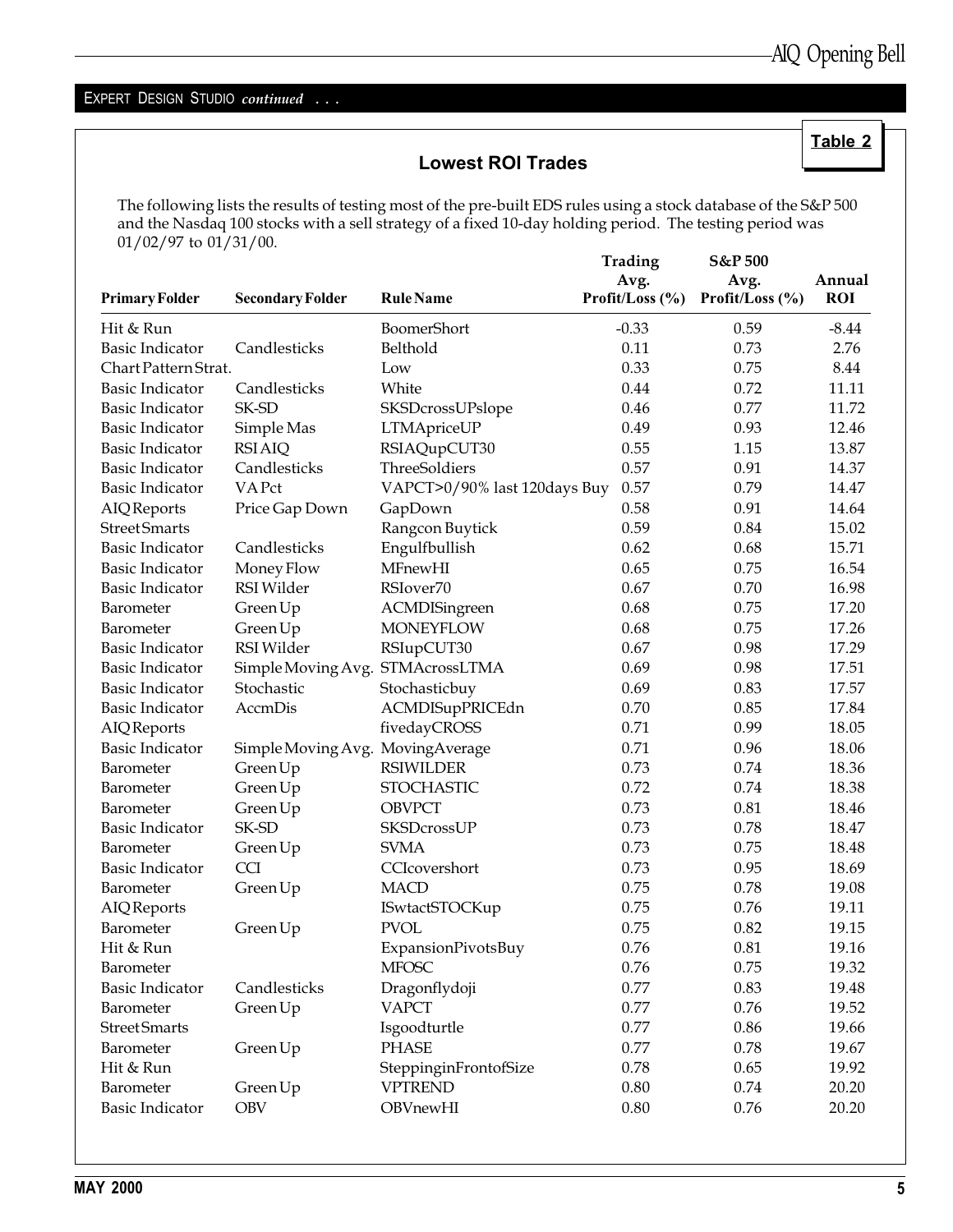EXPERT DESIGN STUDIO *continued* . . .

**Table 2**

## Lowest ROI Trades

The following lists the results of testing most of the pre-built EDS rules using a stock database of the S&P 500 and the Nasdaq 100 stocks with a sell strategy of a fixed 10-day holding period. The testing period was 01/02/97 to 01/31/00.

| Primary Folder | Secondary Folder | Rule Name | Trading Avg. Profit/Loss (%) | S&P 500 Avg. Profit/Loss (%) | Annual ROI |
|---|---|---|---|---|---|
| Hit & Run | | BoomerShort | -0.33 | 0.59 | -8.44 |
| Basic Indicator | Candlesticks | Belthold | 0.11 | 0.73 | 2.76 |
| Chart Pattern Strat. | | Low | 0.33 | 0.75 | 8.44 |
| Basic Indicator | Candlesticks | White | 0.44 | 0.72 | 11.11 |
| Basic Indicator | SK-SD | SKSDcrossUPslope | 0.46 | 0.77 | 11.72 |
| Basic Indicator | Simple Mas | LTMApriceUP | 0.49 | 0.93 | 12.46 |
| Basic Indicator | RSI AIQ | RSIAQupCUT30 | 0.55 | 1.15 | 13.87 |
| Basic Indicator | Candlesticks | ThreeSoldiers | 0.57 | 0.91 | 14.37 |
| Basic Indicator | VA Pct | VAPCT>0/90% last 120days Buy | 0.57 | 0.79 | 14.47 |
| AIQ Reports | Price Gap Down | GapDown | 0.58 | 0.91 | 14.64 |
| Street Smarts | | Rangcon Buytick | 0.59 | 0.84 | 15.02 |
| Basic Indicator | Candlesticks | Engulfbullish | 0.62 | 0.68 | 15.71 |
| Basic Indicator | Money Flow | MFnewHI | 0.65 | 0.75 | 16.54 |
| Basic Indicator | RSI Wilder | RSIover70 | 0.67 | 0.70 | 16.98 |
| Barometer | Green Up | ACMDISingreen | 0.68 | 0.75 | 17.20 |
| Barometer | Green Up | MONEYFLOW | 0.68 | 0.75 | 17.26 |
| Basic Indicator | RSI Wilder | RSIupCUT30 | 0.67 | 0.98 | 17.29 |
| Basic Indicator | Simple Moving Avg. | STMAcrossLTMA | 0.69 | 0.98 | 17.51 |
| Basic Indicator | Stochastic | Stochasticbuy | 0.69 | 0.83 | 17.57 |
| Basic Indicator | AccmDis | ACMDISupPRICEdn | 0.70 | 0.85 | 17.84 |
| AIQ Reports | | fivedayCROSS | 0.71 | 0.99 | 18.05 |
| Basic Indicator | Simple Moving Avg. | MovingAverage | 0.71 | 0.96 | 18.06 |
| Barometer | Green Up | RSIWILDER | 0.73 | 0.74 | 18.36 |
| Barometer | Green Up | STOCHASTIC | 0.72 | 0.74 | 18.38 |
| Barometer | Green Up | OBVPCT | 0.73 | 0.81 | 18.46 |
| Basic Indicator | SK-SD | SKSDcrossUP | 0.73 | 0.78 | 18.47 |
| Barometer | Green Up | SVMA | 0.73 | 0.75 | 18.48 |
| Basic Indicator | CCI | CCIcovershort | 0.73 | 0.95 | 18.69 |
| Barometer | Green Up | MACD | 0.75 | 0.78 | 19.08 |
| AIQ Reports | | ISwtactSTOCKup | 0.75 | 0.76 | 19.11 |
| Barometer | Green Up | PVOL | 0.75 | 0.82 | 19.15 |
| Hit & Run | | ExpansionPivotsBuy | 0.76 | 0.81 | 19.16 |
| Barometer | | MFOSC | 0.76 | 0.75 | 19.32 |
| Basic Indicator | Candlesticks | Dragonflydoji | 0.77 | 0.83 | 19.48 |
| Barometer | Green Up | VAPCT | 0.77 | 0.76 | 19.52 |
| Street Smarts | | Isgoodturtle | 0.77 | 0.86 | 19.66 |
| Barometer | Green Up | PHASE | 0.77 | 0.78 | 19.67 |
| Hit & Run | | SteppinginFrontofSize | 0.78 | 0.65 | 19.92 |
| Barometer | Green Up | VPTREND | 0.80 | 0.74 | 20.20 |
| Basic Indicator | OBV | OBVnewHI | 0.80 | 0.76 | 20.20 |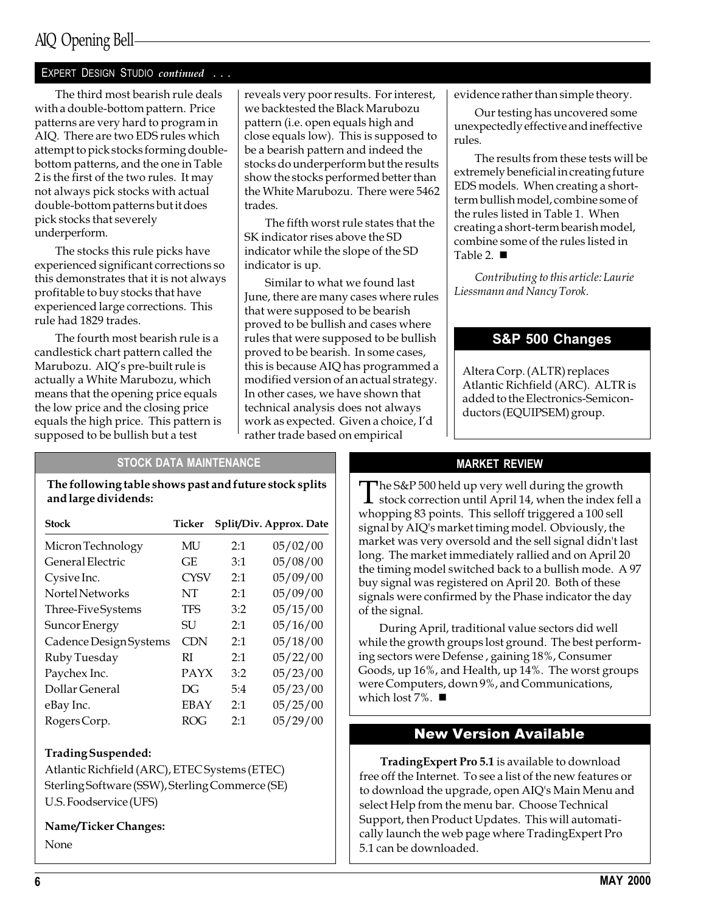## EXPERT DESIGN STUDIO *continued . . .*

The third most bearish rule deals with a double-bottom pattern. Price patterns are very hard to program in AIQ. There are two EDS rules which attempt to pick stocks forming double-bottom patterns, and the one in Table 2 is the first of the two rules. It may not always pick stocks with actual double-bottom patterns but it does pick stocks that severely underperform.

The stocks this rule picks have experienced significant corrections so this demonstrates that it is not always profitable to buy stocks that have experienced large corrections. This rule had 1829 trades.

The fourth most bearish rule is a candlestick chart pattern called the Marubozu. AIQ's pre-built rule is actually a White Marubozu, which means that the opening price equals the low price and the closing price equals the high price. This pattern is supposed to be bullish but a test reveals very poor results. For interest, we backtested the Black Marubozu pattern (i.e. open equals high and close equals low). This is supposed to be a bearish pattern and indeed the stocks do underperform but the results show the stocks performed better than the White Marubozu. There were 5462 trades.

The fifth worst rule states that the SK indicator rises above the SD indicator while the slope of the SD indicator is up.

Similar to what we found last June, there are many cases where rules that were supposed to be bearish proved to be bullish and cases where rules that were supposed to be bullish proved to be bearish. In some cases, this is because AIQ has programmed a modified version of an actual strategy. In other cases, we have shown that technical analysis does not always work as expected. Given a choice, I'd rather trade based on empirical evidence rather than simple theory.

Our testing has uncovered some unexpectedly effective and ineffective rules.

The results from these tests will be extremely beneficial in creating future EDS models. When creating a short-term bullish model, combine some of the rules listed in Table 1. When creating a short-term bearish model, combine some of the rules listed in Table 2. ■

*Contributing to this article: Laurie Liessmann and Nancy Torok.*

## S&P 500 Changes

Altera Corp. (ALTR) replaces Atlantic Richfield (ARC). ALTR is added to the Electronics-Semiconductors (EQUIPSEM) group.

## STOCK DATA MAINTENANCE

**The following table shows past and future stock splits and large dividends:**

| Stock | Ticker | Split/Div. | Approx. Date |
|---|---|---|---|
| Micron Technology | MU | 2:1 | 05/02/00 |
| General Electric | GE | 3:1 | 05/08/00 |
| Cysive Inc. | CYSV | 2:1 | 05/09/00 |
| Nortel Networks | NT | 2:1 | 05/09/00 |
| Three-Five Systems | TFS | 3:2 | 05/15/00 |
| Suncor Energy | SU | 2:1 | 05/16/00 |
| Cadence Design Systems | CDN | 2:1 | 05/18/00 |
| Ruby Tuesday | RI | 2:1 | 05/22/00 |
| Paychex Inc. | PAYX | 3:2 | 05/23/00 |
| Dollar General | DG | 5:4 | 05/23/00 |
| eBay Inc. | EBAY | 2:1 | 05/25/00 |
| Rogers Corp. | ROG | 2:1 | 05/29/00 |

**Trading Suspended:**

Atlantic Richfield (ARC), ETEC Systems (ETEC) Sterling Software (SSW), Sterling Commerce (SE) U.S. Foodservice (UFS)

**Name/Ticker Changes:**

None

## MARKET REVIEW

The S&P 500 held up very well during the growth stock correction until April 14, when the index fell a whopping 83 points. This selloff triggered a 100 sell signal by AIQ's market timing model. Obviously, the market was very oversold and the sell signal didn't last long. The market immediately rallied and on April 20 the timing model switched back to a bullish mode. A 97 buy signal was registered on April 20. Both of these signals were confirmed by the Phase indicator the day of the signal.

During April, traditional value sectors did well while the growth groups lost ground. The best performing sectors were Defense , gaining 18%, Consumer Goods, up 16%, and Health, up 14%. The worst groups were Computers, down 9%, and Communications, which lost 7%. ■

## New Version Available

**TradingExpert Pro 5.1** is available to download free off the Internet. To see a list of the new features or to download the upgrade, open AIQ's Main Menu and select Help from the menu bar. Choose Technical Support, then Product Updates. This will automatically launch the web page where TradingExpert Pro 5.1 can be downloaded.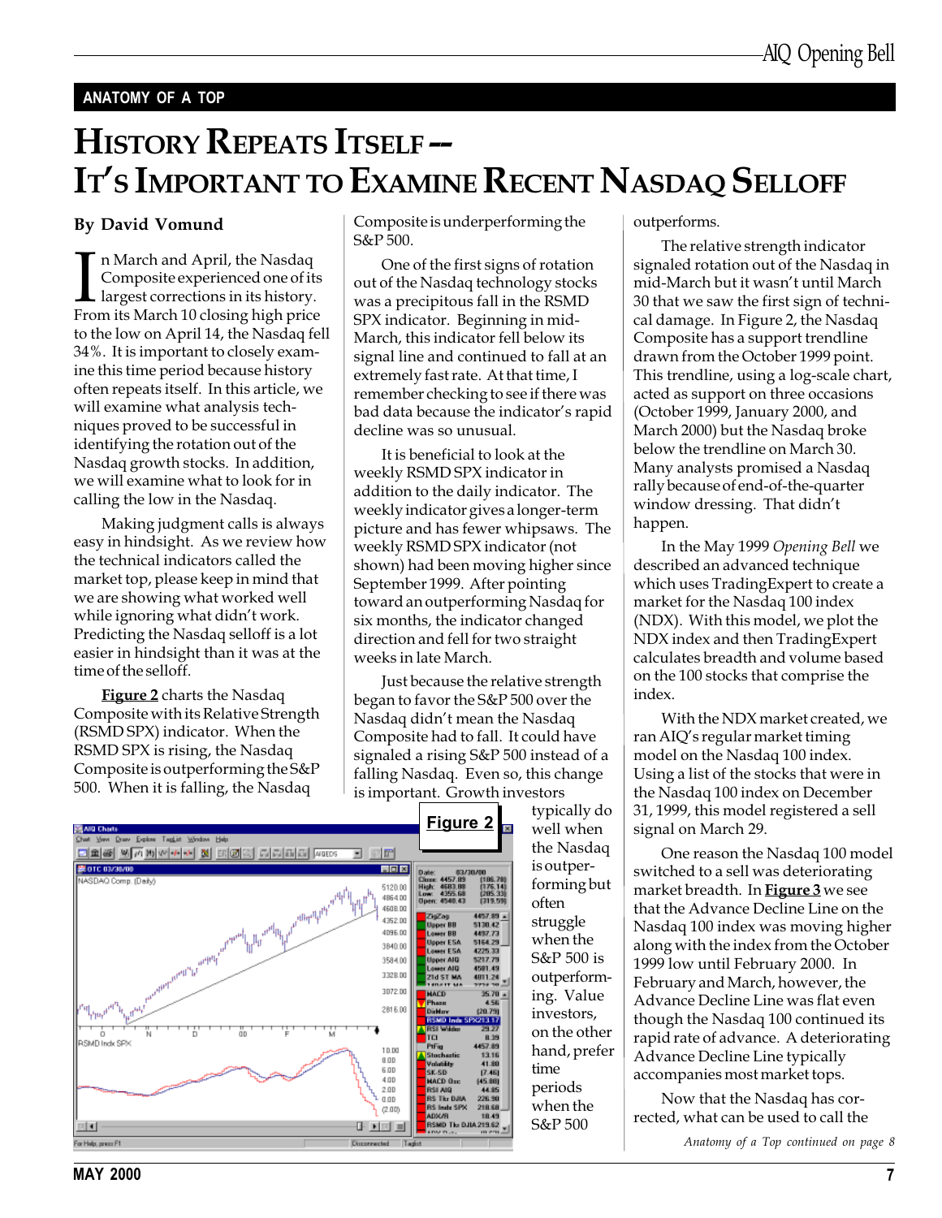ANATOMY OF A TOP

# HISTORY REPEATS ITSELF -- IT'S IMPORTANT TO EXAMINE RECENT NASDAQ SELLOFF

**By David Vomund**

In March and April, the Nasdaq Composite experienced one of its largest corrections in its history. From its March 10 closing high price to the low on April 14, the Nasdaq fell 34%. It is important to closely examine this time period because history often repeats itself. In this article, we will examine what analysis techniques proved to be successful in identifying the rotation out of the Nasdaq growth stocks. In addition, we will examine what to look for in calling the low in the Nasdaq.

Making judgment calls is always easy in hindsight. As we review how the technical indicators called the market top, please keep in mind that we are showing what worked well while ignoring what didn't work. Predicting the Nasdaq selloff is a lot easier in hindsight than it was at the time of the selloff.

**Figure 2** charts the Nasdaq Composite with its Relative Strength (RSMD SPX) indicator. When the RSMD SPX is rising, the Nasdaq Composite is outperforming the S&P 500. When it is falling, the Nasdaq Composite is underperforming the S&P 500.

One of the first signs of rotation out of the Nasdaq technology stocks was a precipitous fall in the RSMD SPX indicator. Beginning in mid-March, this indicator fell below its signal line and continued to fall at an extremely fast rate. At that time, I remember checking to see if there was bad data because the indicator's rapid decline was so unusual.

It is beneficial to look at the weekly RSMD SPX indicator in addition to the daily indicator. The weekly indicator gives a longer-term picture and has fewer whipsaws. The weekly RSMD SPX indicator (not shown) had been moving higher since September 1999. After pointing toward an outperforming Nasdaq for six months, the indicator changed direction and fell for two straight weeks in late March.

Just because the relative strength began to favor the S&P 500 over the Nasdaq didn't mean the Nasdaq Composite had to fall. It could have signaled a rising S&P 500 instead of a falling Nasdaq. Even so, this change is important. Growth investors typically do well when the Nasdaq is outperforming but often struggle when the S&P 500 is outperforming. Value investors, on the other hand, prefer time periods when the S&P 500 outperforms.

**Figure 2**

AIQ Charts
OTC 03/30/00
NASDAQ Comp. (Daily)
5120.00
4864.00
4608.00
4352.00
4096.00
3840.00
3584.00
3328.00
3072.00
2816.00
O N D 00 F M
RSMD Indx SPX
10.00
8.00
6.00
4.00
2.00
0.00
(2.00)
Date: 03/30/00
Close 4457.89
High 4603.88
Low 4355.68
Open 4548.43
ZigZag 4457.89
Upper BB 5130.42
Lower BB 4497.73
Upper ESA 5164.29
Lower ESA 4225.33
Upper AIQ 5217.79
Lower AIQ 4581.49
21d ST MA 4811.24
MACD 35.70
Phase 4.56
DirMov (20.79)
RSMD Indx SPX 213.17
RSI Wilder 29.27
TCI 8.39
PtFig 4457.89
Stochastic 13.16
Volatility 41.80
SK-SD (7.46)
MACD Osc (45.88)
RSI AIQ 44.85
RS Tkr DJIA 226.90
RS Indx SPX 218.68
ADX/R 18.49
RSMD Tkr DJIA 219.62

The relative strength indicator signaled rotation out of the Nasdaq in mid-March but it wasn't until March 30 that we saw the first sign of technical damage. In Figure 2, the Nasdaq Composite has a support trendline drawn from the October 1999 point. This trendline, using a log-scale chart, acted as support on three occasions (October 1999, January 2000, and March 2000) but the Nasdaq broke below the trendline on March 30. Many analysts promised a Nasdaq rally because of end-of-the-quarter window dressing. That didn't happen.

In the May 1999 *Opening Bell* we described an advanced technique which uses TradingExpert to create a market for the Nasdaq 100 index (NDX). With this model, we plot the NDX index and then TradingExpert calculates breadth and volume based on the 100 stocks that comprise the index.

With the NDX market created, we ran AIQ's regular market timing model on the Nasdaq 100 index. Using a list of the stocks that were in the Nasdaq 100 index on December 31, 1999, this model registered a sell signal on March 29.

One reason the Nasdaq 100 model switched to a sell was deteriorating market breadth. In **Figure 3** we see that the Advance Decline Line on the Nasdaq 100 index was moving higher along with the index from the October 1999 low until February 2000. In February and March, however, the Advance Decline Line was flat even though the Nasdaq 100 continued its rapid rate of advance. A deteriorating Advance Decline Line typically accompanies most market tops.

Now that the Nasdaq has corrected, what can be used to call the

*Anatomy of a Top continued on page 8*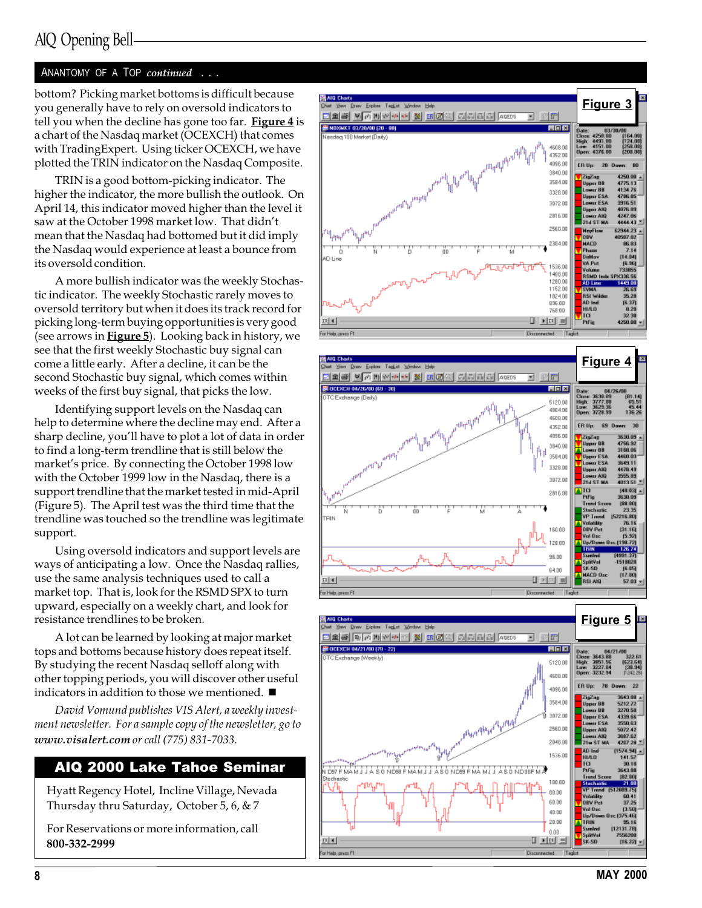## ANANTOMY OF A TOP *continued* . . .

bottom? Picking market bottoms is difficult because you generally have to rely on oversold indicators to tell you when the decline has gone too far. **Figure 4** is a chart of the Nasdaq market (OCEXCH) that comes with TradingExpert. Using ticker OCEXCH, we have plotted the TRIN indicator on the Nasdaq Composite.

TRIN is a good bottom-picking indicator. The higher the indicator, the more bullish the outlook. On April 14, this indicator moved higher than the level it saw at the October 1998 market low. That didn't mean that the Nasdaq had bottomed but it did imply the Nasdaq would experience at least a bounce from its oversold condition.

A more bullish indicator was the weekly Stochastic indicator. The weekly Stochastic rarely moves to oversold territory but when it does its track record for picking long-term buying opportunities is very good (see arrows in **Figure 5**). Looking back in history, we see that the first weekly Stochastic buy signal can come a little early. After a decline, it can be the second Stochastic buy signal, which comes within weeks of the first buy signal, that picks the low.

Identifying support levels on the Nasdaq can help to determine where the decline may end. After a sharp decline, you'll have to plot a lot of data in order to find a long-term trendline that is still below the market's price. By connecting the October 1998 low with the October 1999 low in the Nasdaq, there is a support trendline that the market tested in mid-April (Figure 5). The April test was the third time that the trendline was touched so the trendline was legitimate support.

Using oversold indicators and support levels are ways of anticipating a low. Once the Nasdaq rallies, use the same analysis techniques used to call a market top. That is, look for the RSMD SPX to turn upward, especially on a weekly chart, and look for resistance trendlines to be broken.

A lot can be learned by looking at major market tops and bottoms because history does repeat itself. By studying the recent Nasdaq selloff along with other topping periods, you will discover other useful indicators in addition to those we mentioned. ■

*David Vomund publishes VIS Alert, a weekly investment newsletter. For a sample copy of the newsletter, go to* ***www.visalert.com*** *or call (775) 831-7033.*

## AIQ 2000 Lake Tahoe Seminar

Hyatt Regency Hotel, Incline Village, Nevada
Thursday thru Saturday, October 5, 6, & 7

For Reservations or more information, call
**800-332-2999**

**Figure 3**

**Figure 4**

**Figure 5**